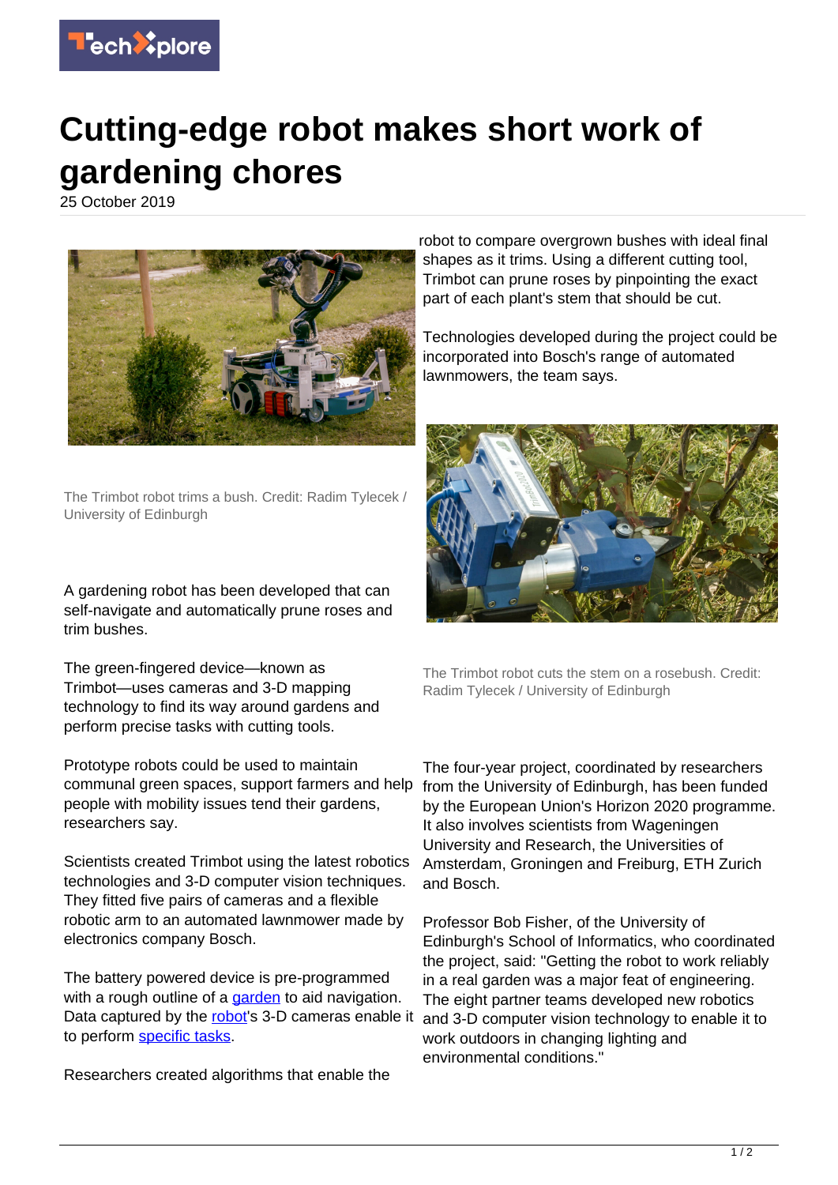# Cutting-edge robot makes short work of gardening chores

25 October 2019

The Trimbot robot trims a bush. Credit: Radim Tylecek / University of Edinburgh

A gardening robot has been developed that can self-navigate and automatically prune roses and trim bushes.

The green-fingered device—known as Trimbot—uses cameras and 3-D mapping technology to find its way around gardens and perform precise tasks with cutting tools.

Prototype robots could be used to maintain communal green spaces, support farmers and help people with mobility issues tend their gardens, researchers say.

Scientists created Trimbot using the latest robotics technologies and 3-D computer vision techniques. They fitted five pairs of cameras and a flexible robotic arm to an automated lawnmower made by electronics company Bosch.

The battery powered device is pre-programmed with a rough outline of a garden to aid navigation. Data captured by the robot's 3-D cameras enable it to perform specific tasks.

Researchers created algorithms that enable the robot to compare overgrown bushes with ideal final shapes as it trims. Using a different cutting tool, Trimbot can prune roses by pinpointing the exact part of each plant's stem that should be cut.

Technologies developed during the project could be incorporated into Bosch's range of automated lawnmowers, the team says.

The Trimbot robot cuts the stem on a rosebush. Credit: Radim Tylecek / University of Edinburgh

The four-year project, coordinated by researchers from the University of Edinburgh, has been funded by the European Union's Horizon 2020 programme. It also involves scientists from Wageningen University and Research, the Universities of Amsterdam, Groningen and Freiburg, ETH Zurich and Bosch.

Professor Bob Fisher, of the University of Edinburgh's School of Informatics, who coordinated the project, said: "Getting the robot to work reliably in a real garden was a major feat of engineering. The eight partner teams developed new robotics and 3-D computer vision technology to enable it to work outdoors in changing lighting and environmental conditions."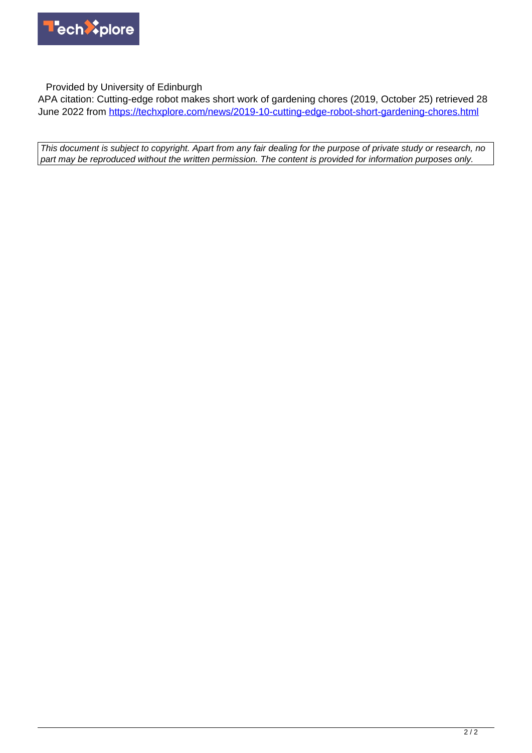Provided by University of Edinburgh

APA citation: Cutting-edge robot makes short work of gardening chores (2019, October 25) retrieved 28 June 2022 from https://techxplore.com/news/2019-10-cutting-edge-robot-short-gardening-chores.html

*This document is subject to copyright. Apart from any fair dealing for the purpose of private study or research, no part may be reproduced without the written permission. The content is provided for information purposes only.*